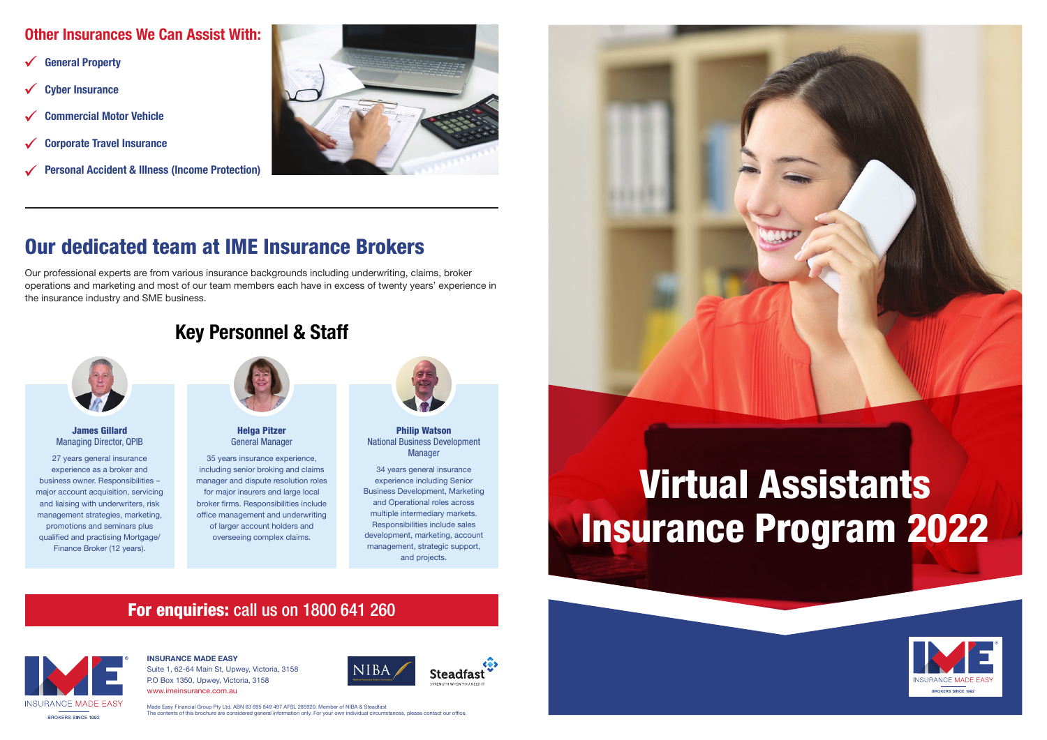## Other Insurances We Can Assist With:

- ✓ General Property
- ✓ Cyber Insurance
- ✓ Commercial Motor Vehicle
- ✓ Corporate Travel Insurance
- ✓ Personal Accident & Illness (Income Protection)

---

# Our dedicated team at IME Insurance Brokers

Our professional experts are from various insurance backgrounds including underwriting, claims, broker operations and marketing and most of our team members each have in excess of twenty years' experience in the insurance industry and SME business.

## Key Personnel & Staff

**James Gillard**
Managing Director, QPIB

27 years general insurance experience as a broker and business owner. Responsibilities – major account acquisition, servicing and liaising with underwriters, risk management strategies, marketing, promotions and seminars plus qualified and practising Mortgage/ Finance Broker (12 years).

**Helga Pitzer**
General Manager

35 years insurance experience, including senior broking and claims manager and dispute resolution roles for major insurers and large local broker firms. Responsibilities include office management and underwriting of larger account holders and overseeing complex claims.

**Philip Watson**
National Business Development Manager

34 years general insurance experience including Senior Business Development, Marketing and Operational roles across multiple intermediary markets. Responsibilities include sales development, marketing, account management, strategic support, and projects.

**For enquiries:** call us on 1800 641 260

**INSURANCE MADE EASY**
Suite 1, 62-64 Main St, Upwey, Victoria, 3158
P.O Box 1350, Upwey, Victoria, 3158
www.imeinsurance.com.au

Made Easy Financial Group Pty Ltd. ABN 63 695 849 497 AFSL 285920. Member of NIBA & Steadfast
The contents of this brochure are considered general information only. For your own individual circumstances, please contact our office.

# Virtual Assistants Insurance Program 2022

INSURANCE MADE EASY
BROKERS SINCE 1992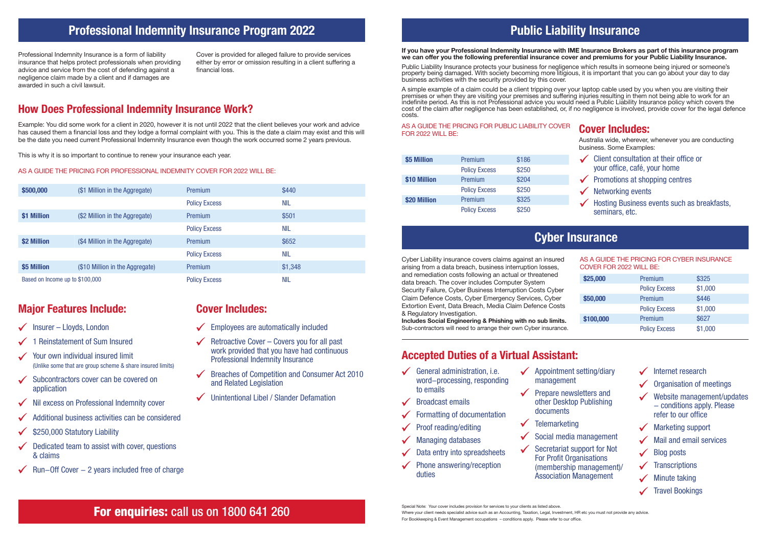# Professional Indemnity Insurance Program 2022

Professional Indemnity Insurance is a form of liability insurance that helps protect professionals when providing advice and service from the cost of defending against a negligence claim made by a client and if damages are awarded in such a civil lawsuit.

Cover is provided for alleged failure to provide services either by error or omission resulting in a client suffering a financial loss.

## How Does Professional Indemnity Insurance Work?

Example: You did some work for a client in 2020, however it is not until 2022 that the client believes your work and advice has caused them a financial loss and they lodge a formal complaint with you. This is the date a claim may exist and this will be the date you need current Professional Indemnity Insurance even though the work occurred some 2 years previous.

This is why it is so important to continue to renew your insurance each year.

AS A GUIDE THE PRICING FOR PROFESSIONAL INDEMNITY COVER FOR 2022 WILL BE:

| | | | |
|---|---|---|---|
| **$500,000** | ($1 Million in the Aggregate) | Premium | $440 |
| | | Policy Excess | NIL |
| **$1 Million** | ($2 Million in the Aggregate) | Premium | $501 |
| | | Policy Excess | NIL |
| **$2 Million** | ($4 Million in the Aggregate) | Premium | $652 |
| | | Policy Excess | NIL |
| **$5 Million** | ($10 Million in the Aggregate) | Premium | $1,348 |
| Based on Income up to $100,000 | | Policy Excess | NIL |

## Major Features Include:

- Insurer – Lloyds, London
- 1 Reinstatement of Sum Insured
- Your own individual insured limit (Unlike some that are group scheme & share insured limits)
- Subcontractors cover can be covered on application
- Nil excess on Professional Indemnity cover
- Additional business activities can be considered
- $250,000 Statutory Liability
- Dedicated team to assist with cover, questions & claims
- Run–Off Cover – 2 years included free of charge

## Cover Includes:

- Employees are automatically included
- Retroactive Cover – Covers you for all past work provided that you have had continuous Professional Indemnity Insurance
- Breaches of Competition and Consumer Act 2010 and Related Legislation
- Unintentional Libel / Slander Defamation

**For enquiries:** call us on 1800 641 260

# Public Liability Insurance

**If you have your Professional Indemnity Insurance with IME Insurance Brokers as part of this insurance program we can offer you the following preferential insurance cover and premiums for your Public Liability Insurance.**

Public Liability Insurance protects your business for negligence which results in someone being injured or someone's property being damaged. With society becoming more litigious, it is important that you can go about your day to day business activities with the security provided by this cover.

A simple example of a claim could be a client tripping over your laptop cable used by you when you are visiting their premises or when they are visiting your premises and suffering injuries resulting in them not being able to work for an indefinite period. As this is not Professional advice you would need a Public Liability Insurance policy which covers the cost of the claim after negligence has been established, or, if no negligence is involved, provide cover for the legal defence costs.

AS A GUIDE THE PRICING FOR PUBLIC LIABILITY COVER FOR 2022 WILL BE:

| | | |
|---|---|---|
| **$5 Million** | Premium | $186 |
| | Policy Excess | $250 |
| **$10 Million** | Premium | $204 |
| | Policy Excess | $250 |
| **$20 Million** | Premium | $325 |
| | Policy Excess | $250 |

## Cover Includes:

Australia wide, wherever, whenever you are conducting business. Some Examples:

- Client consultation at their office or your office, café, your home
- Promotions at shopping centres
- Networking events
- Hosting Business events such as breakfasts, seminars, etc.

# Cyber Insurance

Cyber Liability insurance covers claims against an insured arising from a data breach, business interruption losses, and remediation costs following an actual or threatened data breach. The cover includes Computer System Security Failure, Cyber Business Interruption Costs Cyber Claim Defence Costs, Cyber Emergency Services, Cyber Extortion Event, Data Breach, Media Claim Defence Costs & Regulatory Investigation.
**Includes Social Engineering & Phishing with no sub limits.**
Sub-contractors will need to arrange their own Cyber insurance.

AS A GUIDE THE PRICING FOR CYBER INSURANCE COVER FOR 2022 WILL BE:

| | | |
|---|---|---|
| **$25,000** | Premium | $325 |
| | Policy Excess | $1,000 |
| **$50,000** | Premium | $446 |
| | Policy Excess | $1,000 |
| **$100,000** | Premium | $627 |
| | Policy Excess | $1,000 |

## Accepted Duties of a Virtual Assistant:

- General administration, i.e. word–processing, responding to emails
- Broadcast emails
- Formatting of documentation
- Proof reading/editing
- Managing databases
- Data entry into spreadsheets
- Phone answering/reception duties
- Appointment setting/diary management
- Prepare newsletters and other Desktop Publishing documents
- Telemarketing
- Social media management
- Secretariat support for Not For Profit Organisations (membership management)/ Association Management
- Internet research
- Organisation of meetings
- Website management/updates – conditions apply. Please refer to our office
- Marketing support
- Mail and email services
- Blog posts
- Transcriptions
- Minute taking
- Travel Bookings

Special Note: Your cover includes provision for services to your clients as listed above.
Where your client needs specialist advice such as an Accounting, Taxation, Legal, Investment, HR etc you must not provide any advice.
For Bookkeeping & Event Management occupations – conditions apply. Please refer to our office.